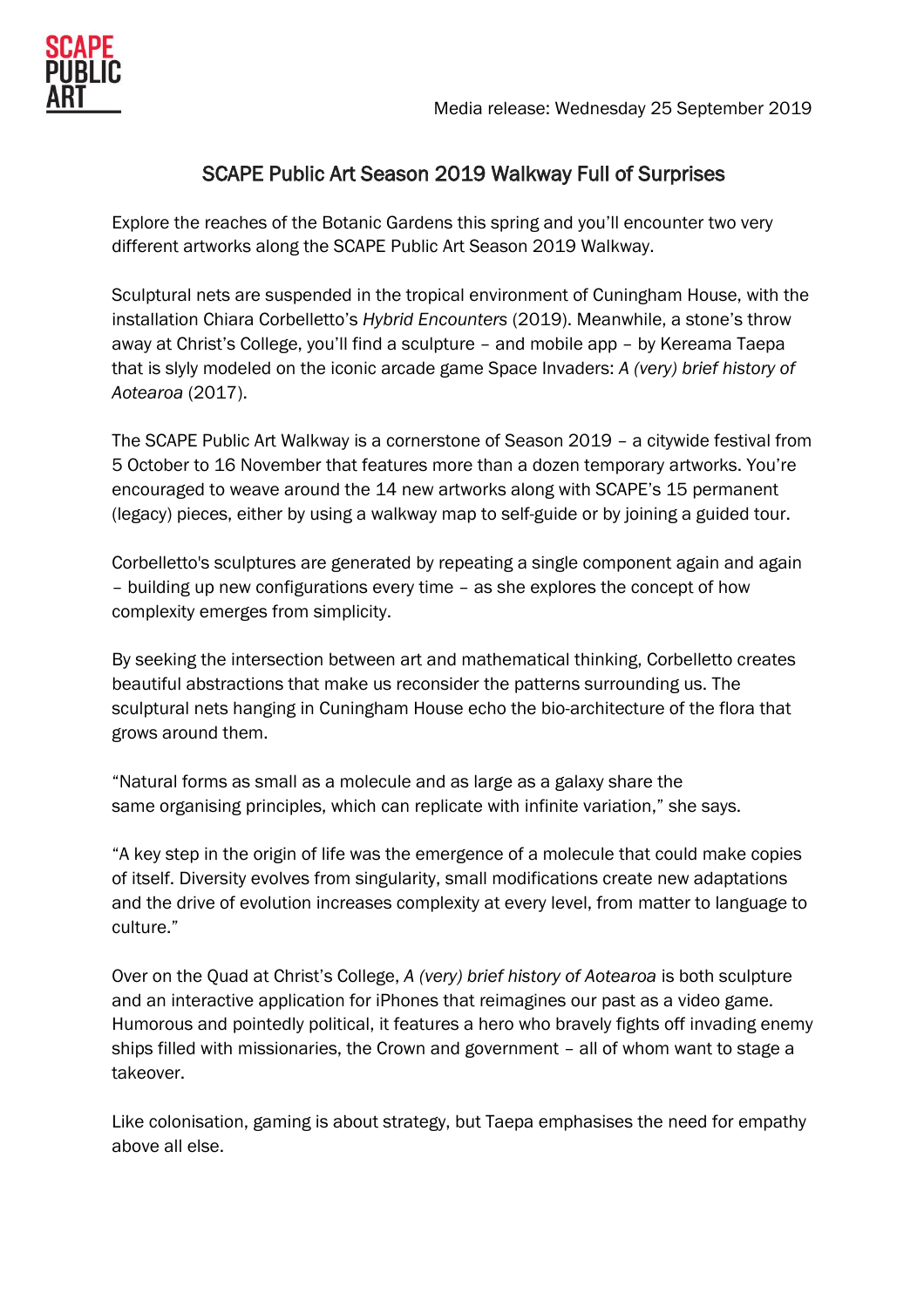SCAPE PUBLIC ART

Media release: Wednesday 25 September 2019

# SCAPE Public Art Season 2019 Walkway Full of Surprises

Explore the reaches of the Botanic Gardens this spring and you'll encounter two very different artworks along the SCAPE Public Art Season 2019 Walkway.

Sculptural nets are suspended in the tropical environment of Cuningham House, with the installation Chiara Corbelletto's *Hybrid Encounters* (2019). Meanwhile, a stone's throw away at Christ's College, you'll find a sculpture – and mobile app – by Kereama Taepa that is slyly modeled on the iconic arcade game Space Invaders: *A (very) brief history of Aotearoa* (2017).

The SCAPE Public Art Walkway is a cornerstone of Season 2019 – a citywide festival from 5 October to 16 November that features more than a dozen temporary artworks. You're encouraged to weave around the 14 new artworks along with SCAPE's 15 permanent (legacy) pieces, either by using a walkway map to self-guide or by joining a guided tour.

Corbelletto's sculptures are generated by repeating a single component again and again – building up new configurations every time – as she explores the concept of how complexity emerges from simplicity.

By seeking the intersection between art and mathematical thinking, Corbelletto creates beautiful abstractions that make us reconsider the patterns surrounding us. The sculptural nets hanging in Cuningham House echo the bio-architecture of the flora that grows around them.

"Natural forms as small as a molecule and as large as a galaxy share the same organising principles, which can replicate with infinite variation," she says.

"A key step in the origin of life was the emergence of a molecule that could make copies of itself. Diversity evolves from singularity, small modifications create new adaptations and the drive of evolution increases complexity at every level, from matter to language to culture."

Over on the Quad at Christ's College, *A (very) brief history of Aotearoa* is both sculpture and an interactive application for iPhones that reimagines our past as a video game. Humorous and pointedly political, it features a hero who bravely fights off invading enemy ships filled with missionaries, the Crown and government – all of whom want to stage a takeover.

Like colonisation, gaming is about strategy, but Taepa emphasises the need for empathy above all else.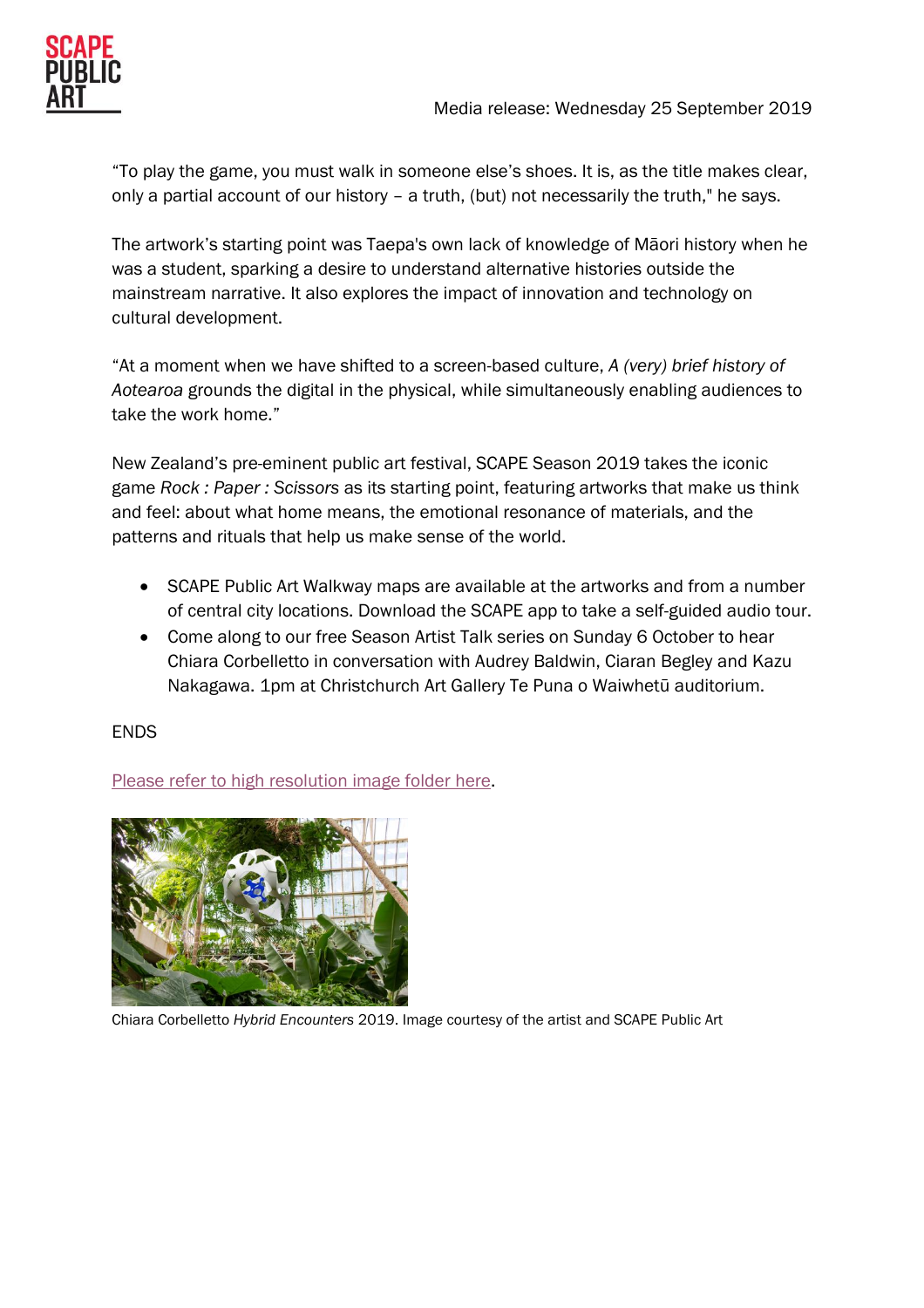"To play the game, you must walk in someone else's shoes. It is, as the title makes clear, only a partial account of our history – a truth, (but) not necessarily the truth," he says.

The artwork's starting point was Taepa's own lack of knowledge of Māori history when he was a student, sparking a desire to understand alternative histories outside the mainstream narrative. It also explores the impact of innovation and technology on cultural development.

"At a moment when we have shifted to a screen-based culture, *A (very) brief history of Aotearoa* grounds the digital in the physical, while simultaneously enabling audiences to take the work home."

New Zealand's pre-eminent public art festival, SCAPE Season 2019 takes the iconic game *Rock : Paper : Scissors* as its starting point, featuring artworks that make us think and feel: about what home means, the emotional resonance of materials, and the patterns and rituals that help us make sense of the world.

- SCAPE Public Art Walkway maps are available at the artworks and from a number of central city locations. Download the SCAPE app to take a self-guided audio tour.
- Come along to our free Season Artist Talk series on Sunday 6 October to hear Chiara Corbelletto in conversation with Audrey Baldwin, Ciaran Begley and Kazu Nakagawa. 1pm at Christchurch Art Gallery Te Puna o Waiwhetū auditorium.

ENDS

Please refer to high resolution image folder here.

Chiara Corbelletto *Hybrid Encounters* 2019. Image courtesy of the artist and SCAPE Public Art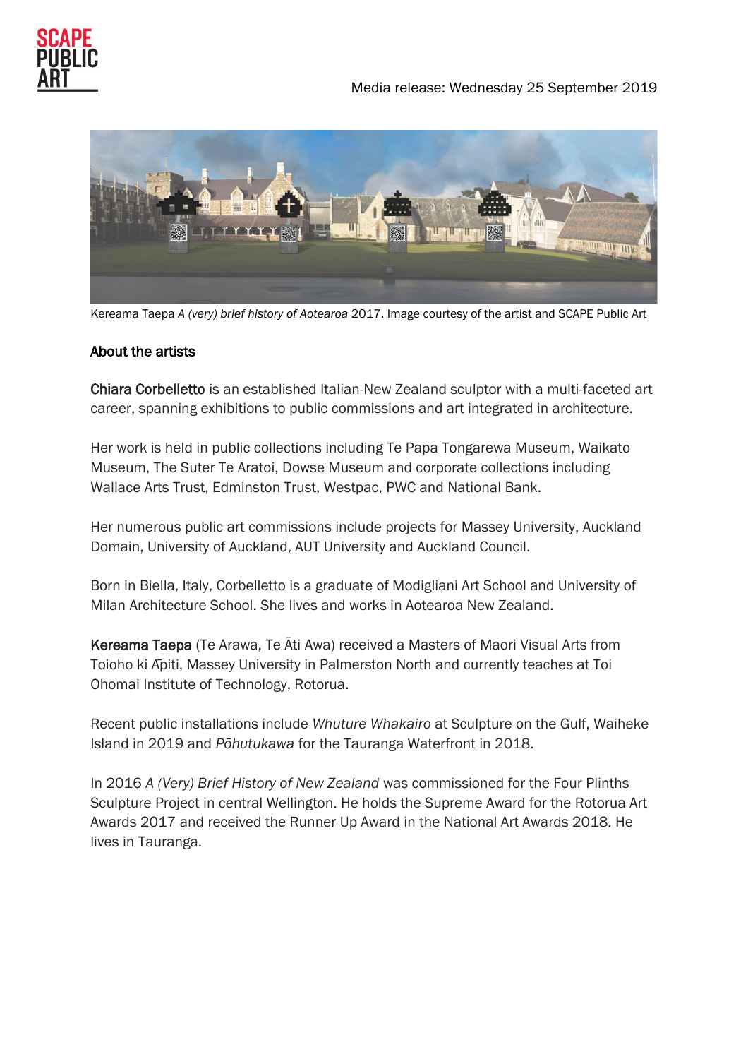Media release: Wednesday 25 September 2019

Kereama Taepa *A (very) brief history of Aotearoa* 2017. Image courtesy of the artist and SCAPE Public Art

## About the artists

**Chiara Corbelletto** is an established Italian-New Zealand sculptor with a multi-faceted art career, spanning exhibitions to public commissions and art integrated in architecture.

Her work is held in public collections including Te Papa Tongarewa Museum, Waikato Museum, The Suter Te Aratoi, Dowse Museum and corporate collections including Wallace Arts Trust, Edminston Trust, Westpac, PWC and National Bank.

Her numerous public art commissions include projects for Massey University, Auckland Domain, University of Auckland, AUT University and Auckland Council.

Born in Biella, Italy, Corbelletto is a graduate of Modigliani Art School and University of Milan Architecture School. She lives and works in Aotearoa New Zealand.

**Kereama Taepa** (Te Arawa, Te Āti Awa) received a Masters of Maori Visual Arts from Toioho ki Āpiti, Massey University in Palmerston North and currently teaches at Toi Ohomai Institute of Technology, Rotorua.

Recent public installations include *Whuture Whakairo* at Sculpture on the Gulf, Waiheke Island in 2019 and *Pōhutukawa* for the Tauranga Waterfront in 2018.

In 2016 *A (Very) Brief History of New Zealand* was commissioned for the Four Plinths Sculpture Project in central Wellington. He holds the Supreme Award for the Rotorua Art Awards 2017 and received the Runner Up Award in the National Art Awards 2018. He lives in Tauranga.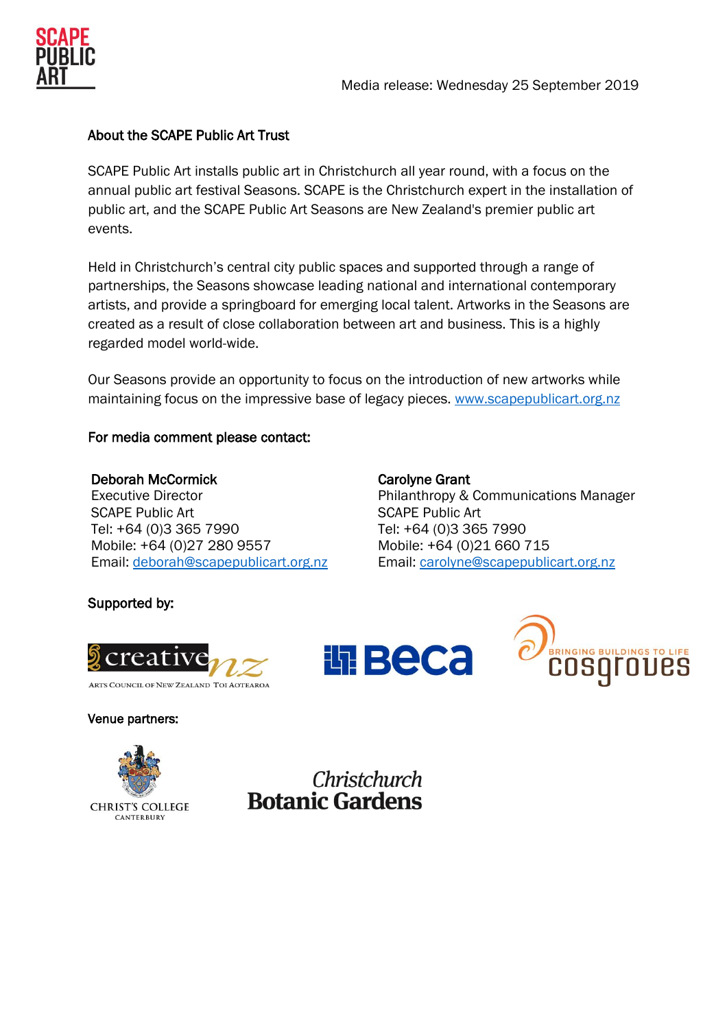Media release: Wednesday 25 September 2019

### About the SCAPE Public Art Trust

SCAPE Public Art installs public art in Christchurch all year round, with a focus on the annual public art festival Seasons. SCAPE is the Christchurch expert in the installation of public art, and the SCAPE Public Art Seasons are New Zealand's premier public art events.

Held in Christchurch's central city public spaces and supported through a range of partnerships, the Seasons showcase leading national and international contemporary artists, and provide a springboard for emerging local talent. Artworks in the Seasons are created as a result of close collaboration between art and business. This is a highly regarded model world-wide.

Our Seasons provide an opportunity to focus on the introduction of new artworks while maintaining focus on the impressive base of legacy pieces. www.scapepublicart.org.nz

### For media comment please contact:

**Deborah McCormick**
Executive Director
SCAPE Public Art
Tel: +64 (0)3 365 7990
Mobile: +64 (0)27 280 9557
Email: deborah@scapepublicart.org.nz

**Carolyne Grant**
Philanthropy & Communications Manager
SCAPE Public Art
Tel: +64 (0)3 365 7990
Mobile: +64 (0)21 660 715
Email: carolyne@scapepublicart.org.nz

### Supported by:

creative nz — Arts Council of New Zealand Toi Aotearoa

Beca

Bringing Buildings to Life — cosgroves

### Venue partners:

Christ's College Canterbury

Christchurch Botanic Gardens